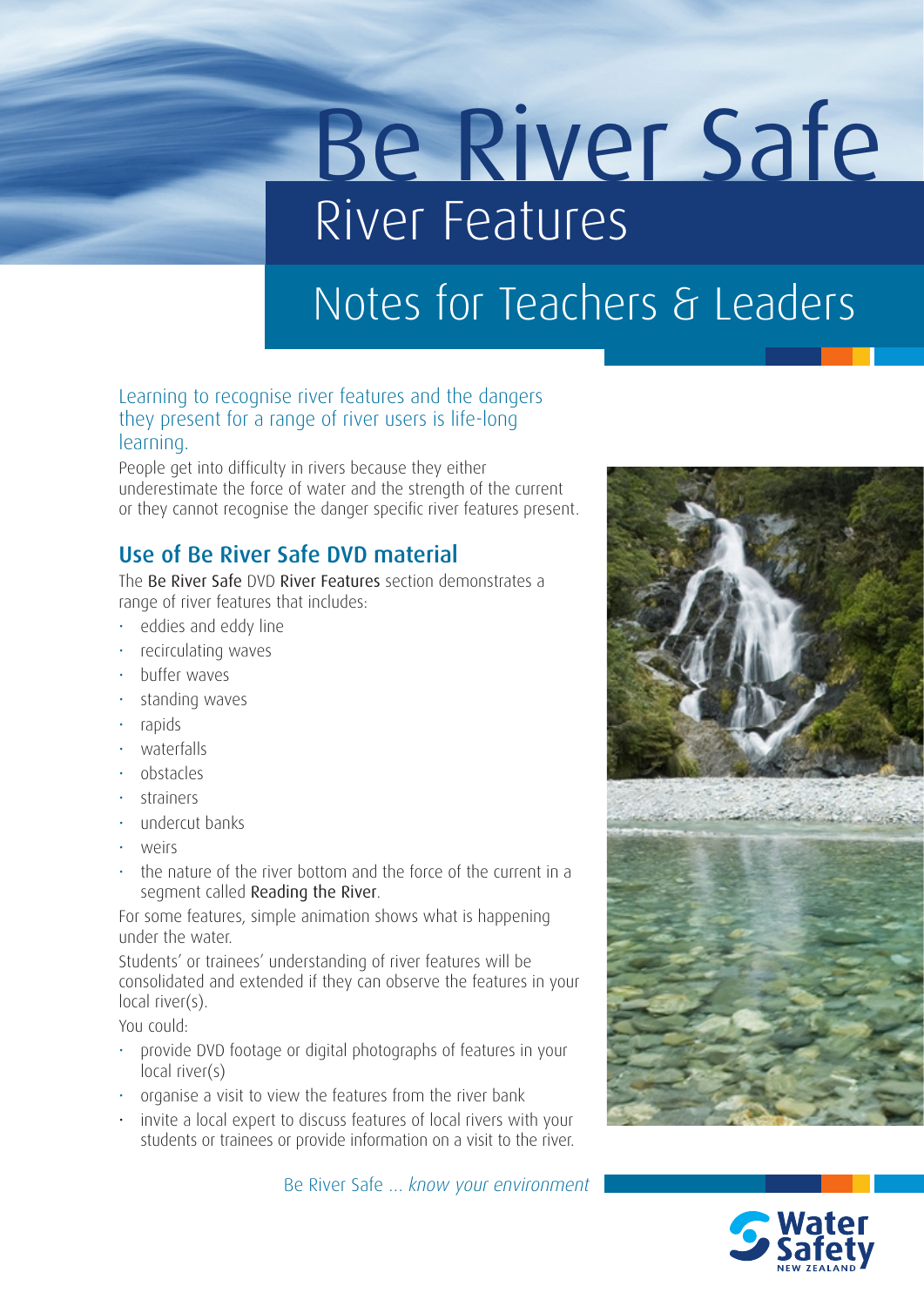# Be River Safe

## River Features

## Notes for Teachers & Leaders

Learning to recognise river features and the dangers they present for a range of river users is life-long learning.

People get into difficulty in rivers because they either underestimate the force of water and the strength of the current or they cannot recognise the danger specific river features present.

## Use of Be River Safe DVD material

The Be River Safe DVD River Features section demonstrates a range of river features that includes:

- eddies and eddy line
- recirculating waves
- buffer waves
- standing waves
- rapids
- waterfalls
- obstacles
- strainers
- undercut banks
- weirs
- the nature of the river bottom and the force of the current in a segment called Reading the River.

For some features, simple animation shows what is happening under the water.

Students' or trainees' understanding of river features will be consolidated and extended if they can observe the features in your local river(s).

You could:

- provide DVD footage or digital photographs of features in your local river(s)
- organise a visit to view the features from the river bank
- invite a local expert to discuss features of local rivers with your students or trainees or provide information on a visit to the river.

Be River Safe ... *know your environment*

Water Safety NEW ZEALAND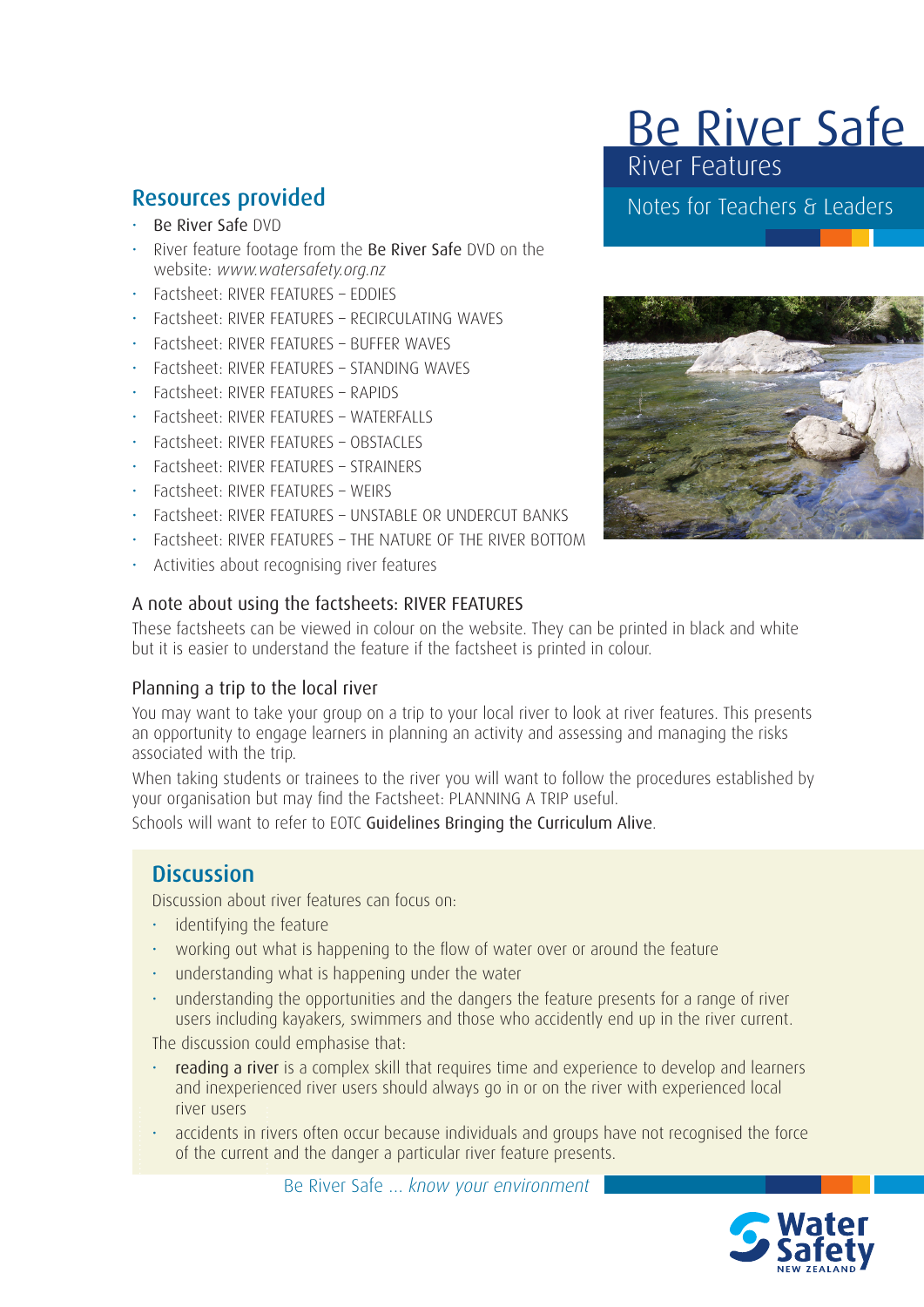# Be River Safe

## River Features

Notes for Teachers & Leaders

## Resources provided

- Be River Safe DVD
- River feature footage from the Be River Safe DVD on the website: *www.watersafety.org.nz*
- Factsheet: RIVER FEATURES – EDDIES
- Factsheet: RIVER FEATURES – RECIRCULATING WAVES
- Factsheet: RIVER FEATURES – BUFFER WAVES
- Factsheet: RIVER FEATURES – STANDING WAVES
- Factsheet: RIVER FEATURES – RAPIDS
- Factsheet: RIVER FEATURES – WATERFALLS
- Factsheet: RIVER FEATURES – OBSTACLES
- Factsheet: RIVER FEATURES – STRAINERS
- Factsheet: RIVER FEATURES – WEIRS
- Factsheet: RIVER FEATURES – UNSTABLE OR UNDERCUT BANKS
- Factsheet: RIVER FEATURES – THE NATURE OF THE RIVER BOTTOM
- Activities about recognising river features

### A note about using the factsheets: RIVER FEATURES

These factsheets can be viewed in colour on the website. They can be printed in black and white but it is easier to understand the feature if the factsheet is printed in colour.

### Planning a trip to the local river

You may want to take your group on a trip to your local river to look at river features. This presents an opportunity to engage learners in planning an activity and assessing and managing the risks associated with the trip.

When taking students or trainees to the river you will want to follow the procedures established by your organisation but may find the Factsheet: PLANNING A TRIP useful.

Schools will want to refer to EOTC Guidelines Bringing the Curriculum Alive.

## Discussion

Discussion about river features can focus on:

- identifying the feature
- working out what is happening to the flow of water over or around the feature
- understanding what is happening under the water
- understanding the opportunities and the dangers the feature presents for a range of river users including kayakers, swimmers and those who accidently end up in the river current.

The discussion could emphasise that:

- reading a river is a complex skill that requires time and experience to develop and learners and inexperienced river users should always go in or on the river with experienced local river users
- accidents in rivers often occur because individuals and groups have not recognised the force of the current and the danger a particular river feature presents.

Be River Safe ... *know your environment*

Water Safety NEW ZEALAND